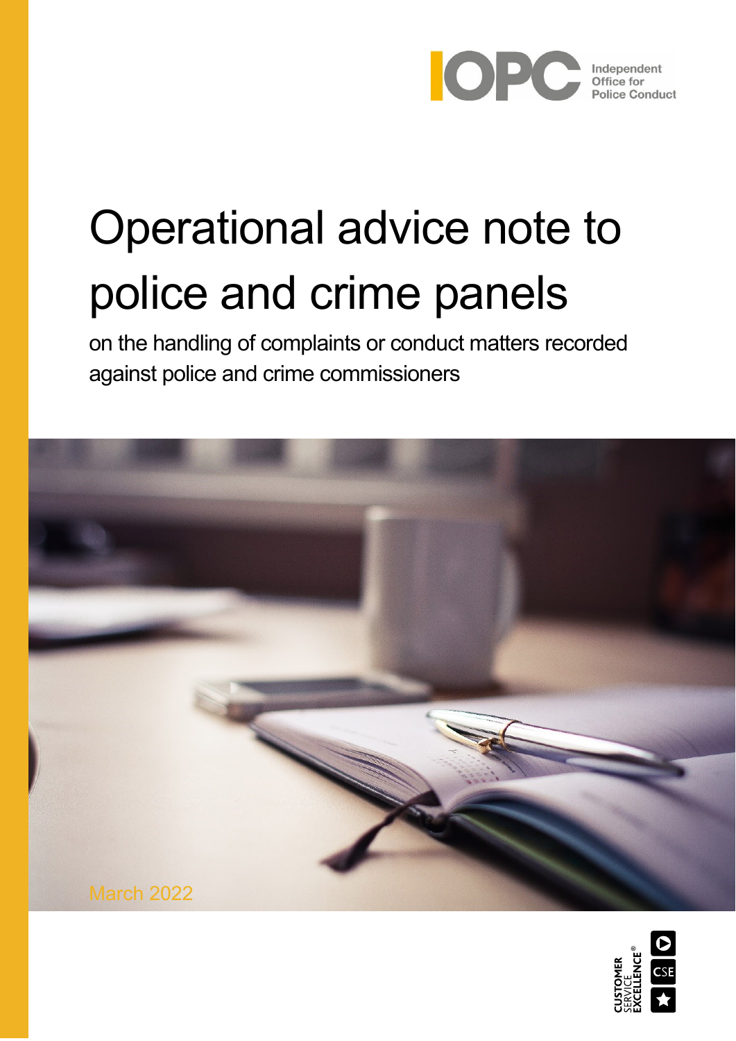IOPC Independent Office for Police Conduct

# Operational advice note to police and crime panels

on the handling of complaints or conduct matters recorded against police and crime commissioners

March 2022

CUSTOMER SERVICE EXCELLENCE® CSE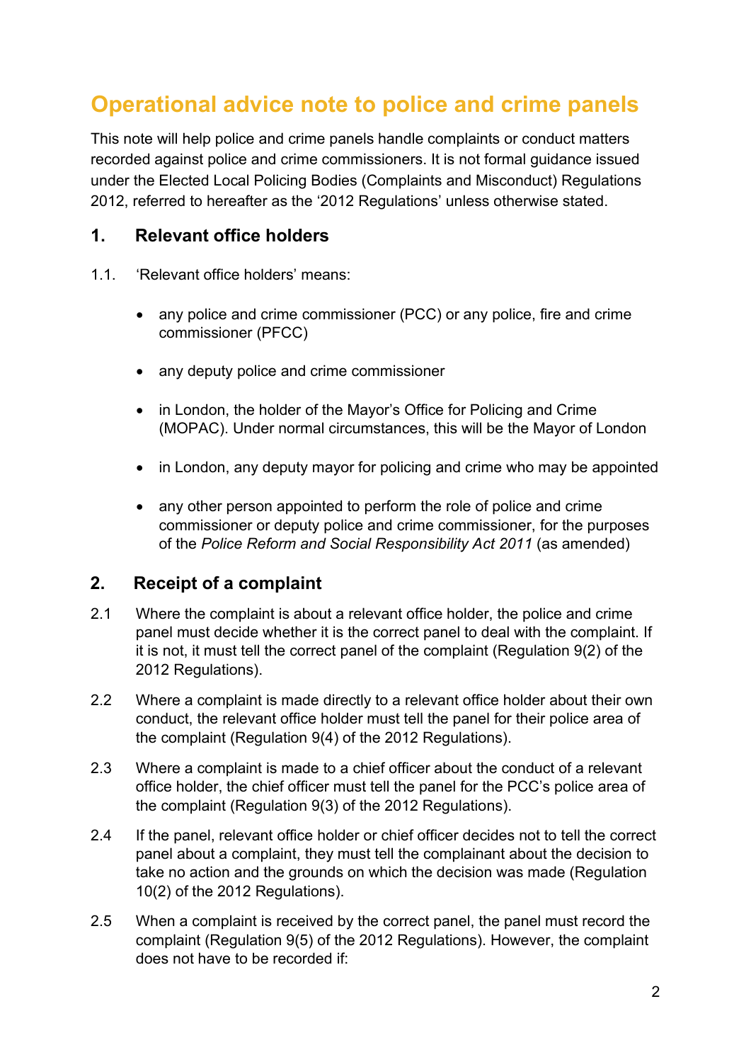# Operational advice note to police and crime panels

This note will help police and crime panels handle complaints or conduct matters recorded against police and crime commissioners. It is not formal guidance issued under the Elected Local Policing Bodies (Complaints and Misconduct) Regulations 2012, referred to hereafter as the '2012 Regulations' unless otherwise stated.

## 1. Relevant office holders

1.1. 'Relevant office holders' means:

- any police and crime commissioner (PCC) or any police, fire and crime commissioner (PFCC)
- any deputy police and crime commissioner
- in London, the holder of the Mayor's Office for Policing and Crime (MOPAC). Under normal circumstances, this will be the Mayor of London
- in London, any deputy mayor for policing and crime who may be appointed
- any other person appointed to perform the role of police and crime commissioner or deputy police and crime commissioner, for the purposes of the *Police Reform and Social Responsibility Act 2011* (as amended)

## 2. Receipt of a complaint

2.1 Where the complaint is about a relevant office holder, the police and crime panel must decide whether it is the correct panel to deal with the complaint. If it is not, it must tell the correct panel of the complaint (Regulation 9(2) of the 2012 Regulations).

2.2 Where a complaint is made directly to a relevant office holder about their own conduct, the relevant office holder must tell the panel for their police area of the complaint (Regulation 9(4) of the 2012 Regulations).

2.3 Where a complaint is made to a chief officer about the conduct of a relevant office holder, the chief officer must tell the panel for the PCC's police area of the complaint (Regulation 9(3) of the 2012 Regulations).

2.4 If the panel, relevant office holder or chief officer decides not to tell the correct panel about a complaint, they must tell the complainant about the decision to take no action and the grounds on which the decision was made (Regulation 10(2) of the 2012 Regulations).

2.5 When a complaint is received by the correct panel, the panel must record the complaint (Regulation 9(5) of the 2012 Regulations). However, the complaint does not have to be recorded if: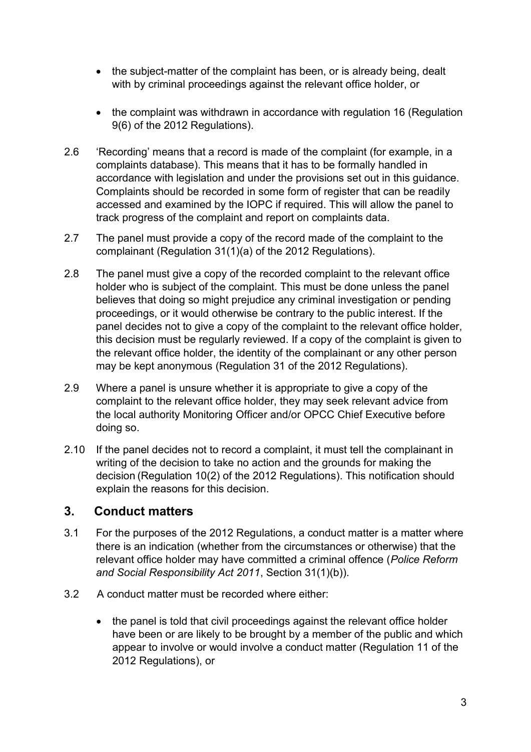- the subject-matter of the complaint has been, or is already being, dealt with by criminal proceedings against the relevant office holder, or

- the complaint was withdrawn in accordance with regulation 16 (Regulation 9(6) of the 2012 Regulations).

2.6 'Recording' means that a record is made of the complaint (for example, in a complaints database). This means that it has to be formally handled in accordance with legislation and under the provisions set out in this guidance. Complaints should be recorded in some form of register that can be readily accessed and examined by the IOPC if required. This will allow the panel to track progress of the complaint and report on complaints data.

2.7 The panel must provide a copy of the record made of the complaint to the complainant (Regulation 31(1)(a) of the 2012 Regulations).

2.8 The panel must give a copy of the recorded complaint to the relevant office holder who is subject of the complaint. This must be done unless the panel believes that doing so might prejudice any criminal investigation or pending proceedings, or it would otherwise be contrary to the public interest. If the panel decides not to give a copy of the complaint to the relevant office holder, this decision must be regularly reviewed. If a copy of the complaint is given to the relevant office holder, the identity of the complainant or any other person may be kept anonymous (Regulation 31 of the 2012 Regulations).

2.9 Where a panel is unsure whether it is appropriate to give a copy of the complaint to the relevant office holder, they may seek relevant advice from the local authority Monitoring Officer and/or OPCC Chief Executive before doing so.

2.10 If the panel decides not to record a complaint, it must tell the complainant in writing of the decision to take no action and the grounds for making the decision (Regulation 10(2) of the 2012 Regulations). This notification should explain the reasons for this decision.

## 3. Conduct matters

3.1 For the purposes of the 2012 Regulations, a conduct matter is a matter where there is an indication (whether from the circumstances or otherwise) that the relevant office holder may have committed a criminal offence (*Police Reform and Social Responsibility Act 2011*, Section 31(1)(b)).

3.2 A conduct matter must be recorded where either:

- the panel is told that civil proceedings against the relevant office holder have been or are likely to be brought by a member of the public and which appear to involve or would involve a conduct matter (Regulation 11 of the 2012 Regulations), or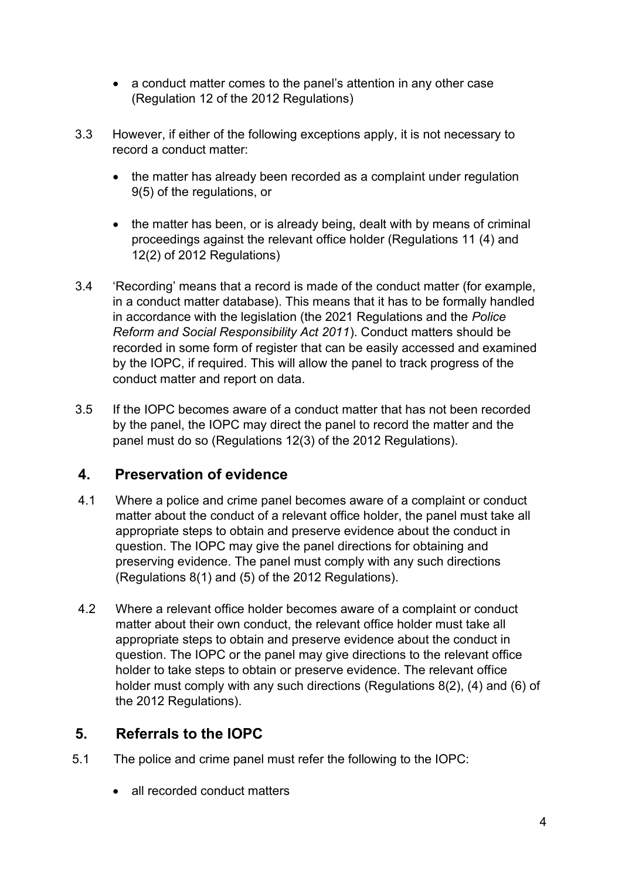- a conduct matter comes to the panel's attention in any other case (Regulation 12 of the 2012 Regulations)

3.3 However, if either of the following exceptions apply, it is not necessary to record a conduct matter:

- the matter has already been recorded as a complaint under regulation 9(5) of the regulations, or
- the matter has been, or is already being, dealt with by means of criminal proceedings against the relevant office holder (Regulations 11 (4) and 12(2) of 2012 Regulations)

3.4 'Recording' means that a record is made of the conduct matter (for example, in a conduct matter database). This means that it has to be formally handled in accordance with the legislation (the 2021 Regulations and the *Police Reform and Social Responsibility Act 2011*). Conduct matters should be recorded in some form of register that can be easily accessed and examined by the IOPC, if required. This will allow the panel to track progress of the conduct matter and report on data.

3.5 If the IOPC becomes aware of a conduct matter that has not been recorded by the panel, the IOPC may direct the panel to record the matter and the panel must do so (Regulations 12(3) of the 2012 Regulations).

## 4. Preservation of evidence

4.1 Where a police and crime panel becomes aware of a complaint or conduct matter about the conduct of a relevant office holder, the panel must take all appropriate steps to obtain and preserve evidence about the conduct in question. The IOPC may give the panel directions for obtaining and preserving evidence. The panel must comply with any such directions (Regulations 8(1) and (5) of the 2012 Regulations).

4.2 Where a relevant office holder becomes aware of a complaint or conduct matter about their own conduct, the relevant office holder must take all appropriate steps to obtain and preserve evidence about the conduct in question. The IOPC or the panel may give directions to the relevant office holder to take steps to obtain or preserve evidence. The relevant office holder must comply with any such directions (Regulations 8(2), (4) and (6) of the 2012 Regulations).

## 5. Referrals to the IOPC

5.1 The police and crime panel must refer the following to the IOPC:

- all recorded conduct matters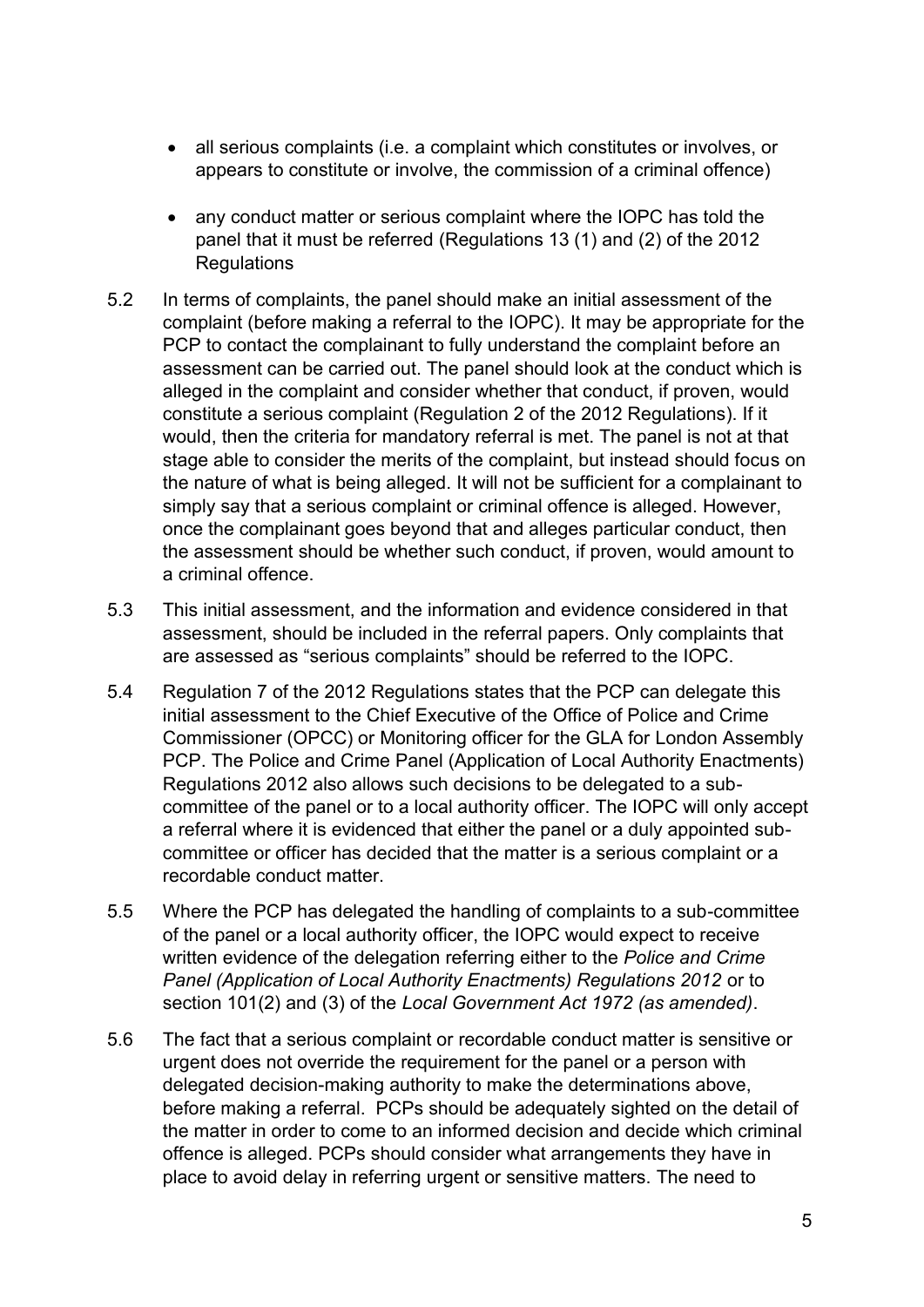- all serious complaints (i.e. a complaint which constitutes or involves, or appears to constitute or involve, the commission of a criminal offence)

- any conduct matter or serious complaint where the IOPC has told the panel that it must be referred (Regulations 13 (1) and (2) of the 2012 Regulations

5.2 In terms of complaints, the panel should make an initial assessment of the complaint (before making a referral to the IOPC). It may be appropriate for the PCP to contact the complainant to fully understand the complaint before an assessment can be carried out. The panel should look at the conduct which is alleged in the complaint and consider whether that conduct, if proven, would constitute a serious complaint (Regulation 2 of the 2012 Regulations). If it would, then the criteria for mandatory referral is met. The panel is not at that stage able to consider the merits of the complaint, but instead should focus on the nature of what is being alleged. It will not be sufficient for a complainant to simply say that a serious complaint or criminal offence is alleged. However, once the complainant goes beyond that and alleges particular conduct, then the assessment should be whether such conduct, if proven, would amount to a criminal offence.

5.3 This initial assessment, and the information and evidence considered in that assessment, should be included in the referral papers. Only complaints that are assessed as "serious complaints" should be referred to the IOPC.

5.4 Regulation 7 of the 2012 Regulations states that the PCP can delegate this initial assessment to the Chief Executive of the Office of Police and Crime Commissioner (OPCC) or Monitoring officer for the GLA for London Assembly PCP. The Police and Crime Panel (Application of Local Authority Enactments) Regulations 2012 also allows such decisions to be delegated to a sub-committee of the panel or to a local authority officer. The IOPC will only accept a referral where it is evidenced that either the panel or a duly appointed sub-committee or officer has decided that the matter is a serious complaint or a recordable conduct matter.

5.5 Where the PCP has delegated the handling of complaints to a sub-committee of the panel or a local authority officer, the IOPC would expect to receive written evidence of the delegation referring either to the *Police and Crime Panel (Application of Local Authority Enactments) Regulations 2012* or to section 101(2) and (3) of the *Local Government Act 1972 (as amended)*.

5.6 The fact that a serious complaint or recordable conduct matter is sensitive or urgent does not override the requirement for the panel or a person with delegated decision-making authority to make the determinations above, before making a referral. PCPs should be adequately sighted on the detail of the matter in order to come to an informed decision and decide which criminal offence is alleged. PCPs should consider what arrangements they have in place to avoid delay in referring urgent or sensitive matters. The need to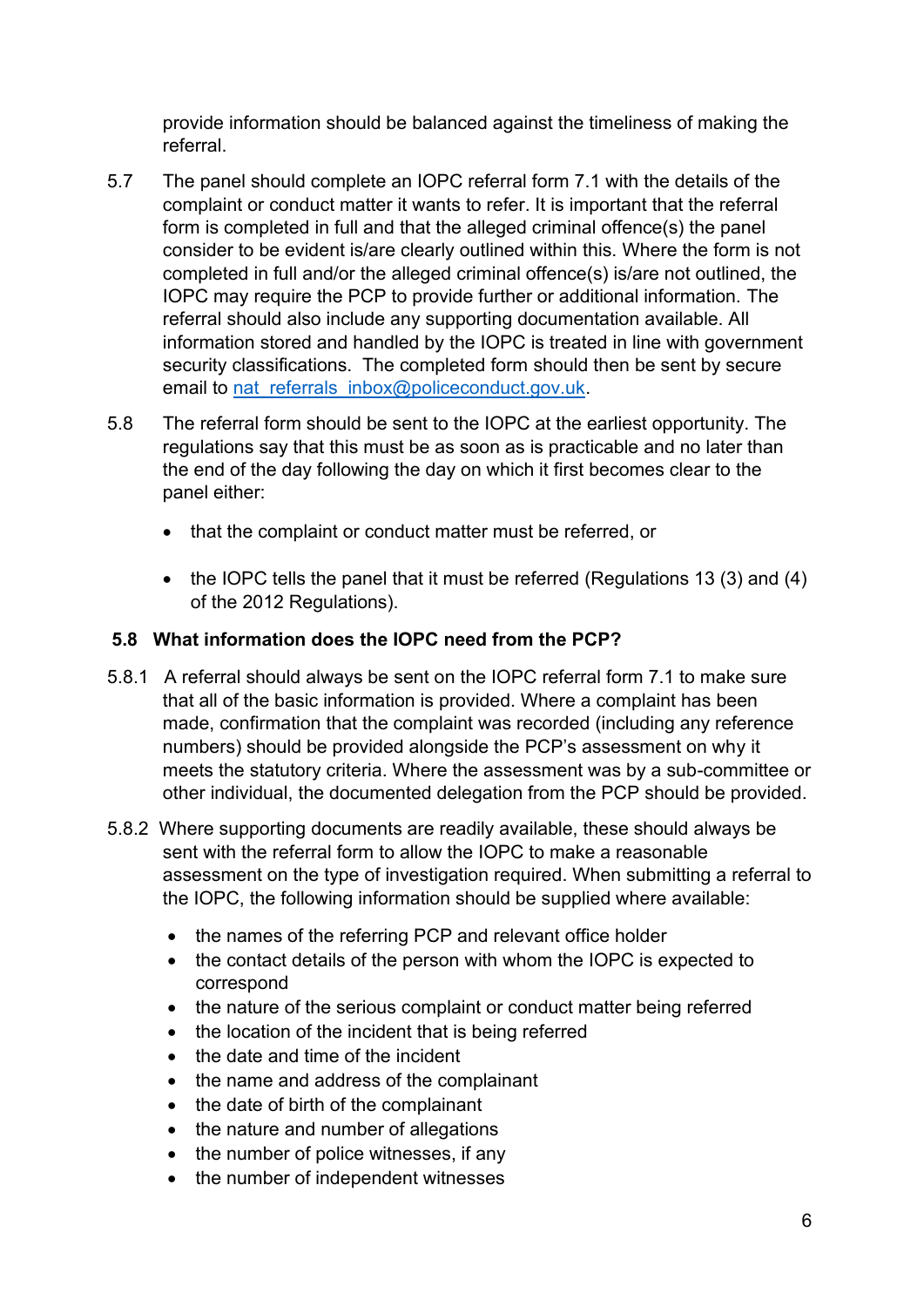provide information should be balanced against the timeliness of making the referral.

5.7 The panel should complete an IOPC referral form 7.1 with the details of the complaint or conduct matter it wants to refer. It is important that the referral form is completed in full and that the alleged criminal offence(s) the panel consider to be evident is/are clearly outlined within this. Where the form is not completed in full and/or the alleged criminal offence(s) is/are not outlined, the IOPC may require the PCP to provide further or additional information. The referral should also include any supporting documentation available. All information stored and handled by the IOPC is treated in line with government security classifications. The completed form should then be sent by secure email to [nat_referrals_inbox@policeconduct.gov.uk](mailto:nat_referrals_inbox@policeconduct.gov.uk).

5.8 The referral form should be sent to the IOPC at the earliest opportunity. The regulations say that this must be as soon as is practicable and no later than the end of the day following the day on which it first becomes clear to the panel either:

- that the complaint or conduct matter must be referred, or
- the IOPC tells the panel that it must be referred (Regulations 13 (3) and (4) of the 2012 Regulations).

### 5.8 What information does the IOPC need from the PCP?

5.8.1 A referral should always be sent on the IOPC referral form 7.1 to make sure that all of the basic information is provided. Where a complaint has been made, confirmation that the complaint was recorded (including any reference numbers) should be provided alongside the PCP's assessment on why it meets the statutory criteria. Where the assessment was by a sub-committee or other individual, the documented delegation from the PCP should be provided.

5.8.2 Where supporting documents are readily available, these should always be sent with the referral form to allow the IOPC to make a reasonable assessment on the type of investigation required. When submitting a referral to the IOPC, the following information should be supplied where available:

- the names of the referring PCP and relevant office holder
- the contact details of the person with whom the IOPC is expected to correspond
- the nature of the serious complaint or conduct matter being referred
- the location of the incident that is being referred
- the date and time of the incident
- the name and address of the complainant
- the date of birth of the complainant
- the nature and number of allegations
- the number of police witnesses, if any
- the number of independent witnesses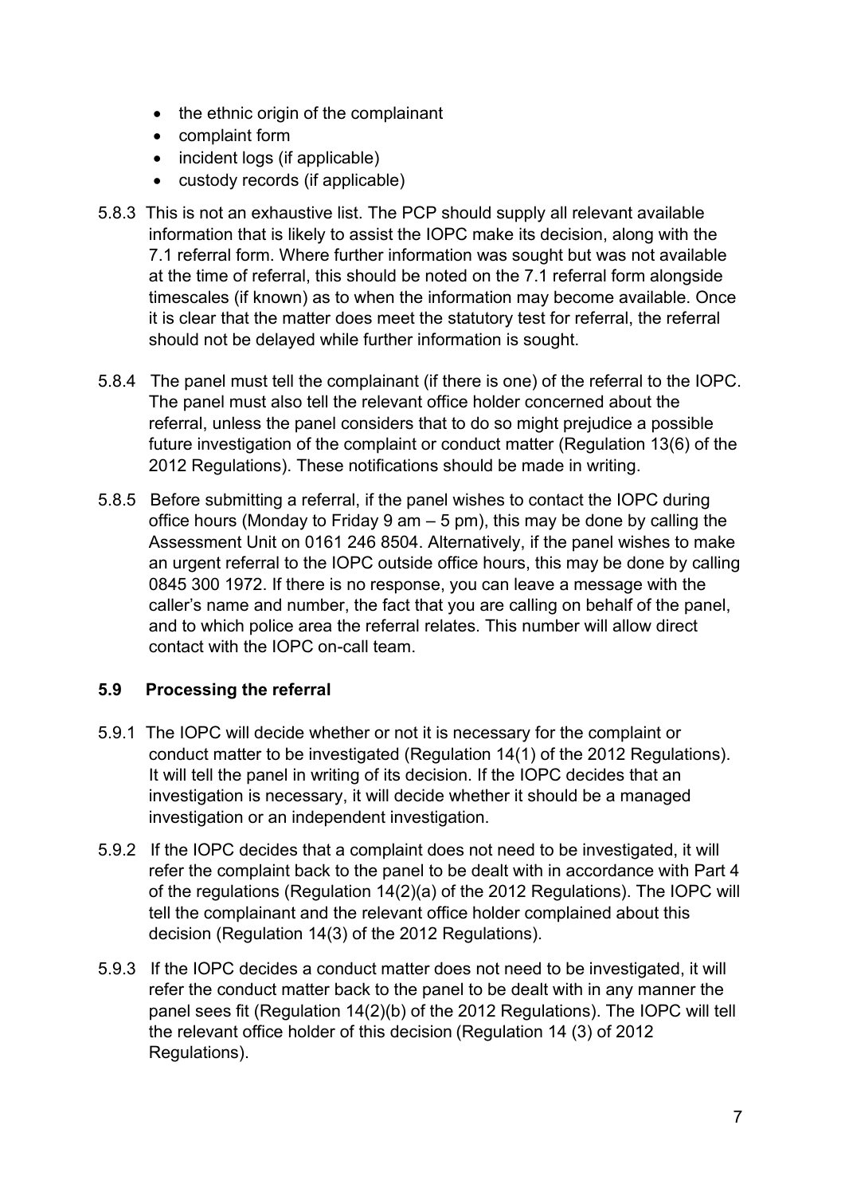- the ethnic origin of the complainant
- complaint form
- incident logs (if applicable)
- custody records (if applicable)

5.8.3 This is not an exhaustive list. The PCP should supply all relevant available information that is likely to assist the IOPC make its decision, along with the 7.1 referral form. Where further information was sought but was not available at the time of referral, this should be noted on the 7.1 referral form alongside timescales (if known) as to when the information may become available. Once it is clear that the matter does meet the statutory test for referral, the referral should not be delayed while further information is sought.

5.8.4 The panel must tell the complainant (if there is one) of the referral to the IOPC. The panel must also tell the relevant office holder concerned about the referral, unless the panel considers that to do so might prejudice a possible future investigation of the complaint or conduct matter (Regulation 13(6) of the 2012 Regulations). These notifications should be made in writing.

5.8.5 Before submitting a referral, if the panel wishes to contact the IOPC during office hours (Monday to Friday 9 am – 5 pm), this may be done by calling the Assessment Unit on 0161 246 8504. Alternatively, if the panel wishes to make an urgent referral to the IOPC outside office hours, this may be done by calling 0845 300 1972. If there is no response, you can leave a message with the caller's name and number, the fact that you are calling on behalf of the panel, and to which police area the referral relates. This number will allow direct contact with the IOPC on-call team.

### 5.9 Processing the referral

5.9.1 The IOPC will decide whether or not it is necessary for the complaint or conduct matter to be investigated (Regulation 14(1) of the 2012 Regulations). It will tell the panel in writing of its decision. If the IOPC decides that an investigation is necessary, it will decide whether it should be a managed investigation or an independent investigation.

5.9.2 If the IOPC decides that a complaint does not need to be investigated, it will refer the complaint back to the panel to be dealt with in accordance with Part 4 of the regulations (Regulation 14(2)(a) of the 2012 Regulations). The IOPC will tell the complainant and the relevant office holder complained about this decision (Regulation 14(3) of the 2012 Regulations).

5.9.3 If the IOPC decides a conduct matter does not need to be investigated, it will refer the conduct matter back to the panel to be dealt with in any manner the panel sees fit (Regulation 14(2)(b) of the 2012 Regulations). The IOPC will tell the relevant office holder of this decision (Regulation 14 (3) of 2012 Regulations).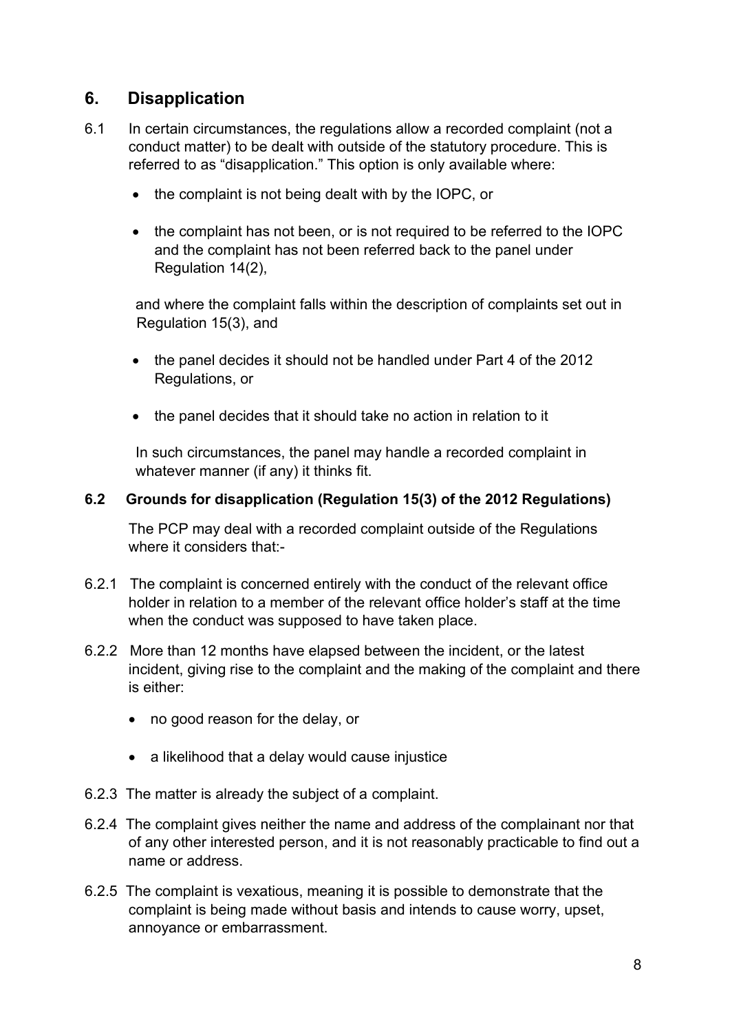## 6. Disapplication

6.1 In certain circumstances, the regulations allow a recorded complaint (not a conduct matter) to be dealt with outside of the statutory procedure. This is referred to as "disapplication." This option is only available where:

- the complaint is not being dealt with by the IOPC, or
- the complaint has not been, or is not required to be referred to the IOPC and the complaint has not been referred back to the panel under Regulation 14(2),

and where the complaint falls within the description of complaints set out in Regulation 15(3), and

- the panel decides it should not be handled under Part 4 of the 2012 Regulations, or
- the panel decides that it should take no action in relation to it

In such circumstances, the panel may handle a recorded complaint in whatever manner (if any) it thinks fit.

### 6.2 Grounds for disapplication (Regulation 15(3) of the 2012 Regulations)

The PCP may deal with a recorded complaint outside of the Regulations where it considers that:-

6.2.1 The complaint is concerned entirely with the conduct of the relevant office holder in relation to a member of the relevant office holder's staff at the time when the conduct was supposed to have taken place.

6.2.2 More than 12 months have elapsed between the incident, or the latest incident, giving rise to the complaint and the making of the complaint and there is either:

- no good reason for the delay, or
- a likelihood that a delay would cause injustice

6.2.3 The matter is already the subject of a complaint.

6.2.4 The complaint gives neither the name and address of the complainant nor that of any other interested person, and it is not reasonably practicable to find out a name or address.

6.2.5 The complaint is vexatious, meaning it is possible to demonstrate that the complaint is being made without basis and intends to cause worry, upset, annoyance or embarrassment.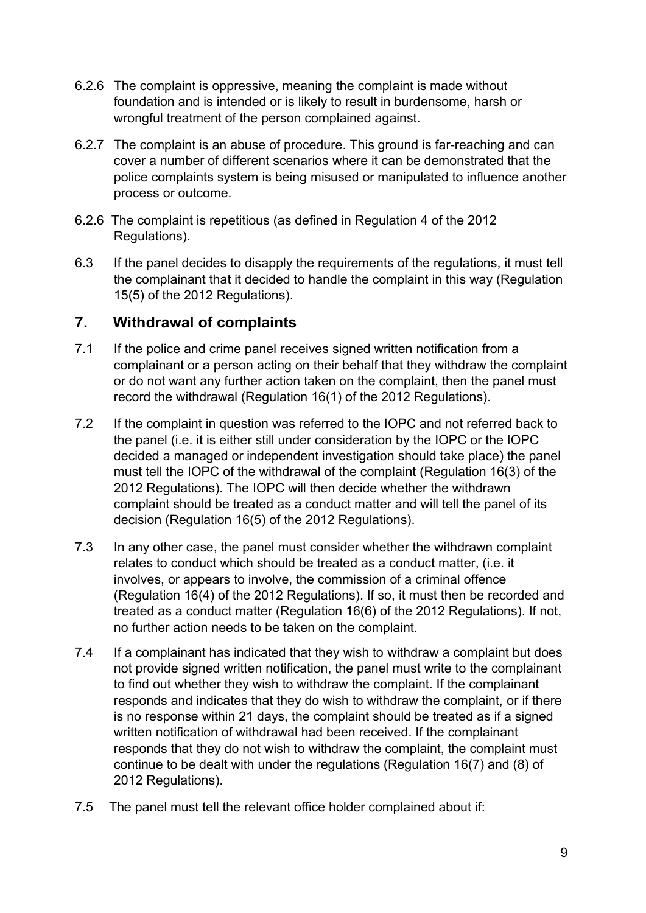6.2.6 The complaint is oppressive, meaning the complaint is made without foundation and is intended or is likely to result in burdensome, harsh or wrongful treatment of the person complained against.

6.2.7 The complaint is an abuse of procedure. This ground is far-reaching and can cover a number of different scenarios where it can be demonstrated that the police complaints system is being misused or manipulated to influence another process or outcome.

6.2.6 The complaint is repetitious (as defined in Regulation 4 of the 2012 Regulations).

6.3 If the panel decides to disapply the requirements of the regulations, it must tell the complainant that it decided to handle the complaint in this way (Regulation 15(5) of the 2012 Regulations).

## 7. Withdrawal of complaints

7.1 If the police and crime panel receives signed written notification from a complainant or a person acting on their behalf that they withdraw the complaint or do not want any further action taken on the complaint, then the panel must record the withdrawal (Regulation 16(1) of the 2012 Regulations).

7.2 If the complaint in question was referred to the IOPC and not referred back to the panel (i.e. it is either still under consideration by the IOPC or the IOPC decided a managed or independent investigation should take place) the panel must tell the IOPC of the withdrawal of the complaint (Regulation 16(3) of the 2012 Regulations). The IOPC will then decide whether the withdrawn complaint should be treated as a conduct matter and will tell the panel of its decision (Regulation 16(5) of the 2012 Regulations).

7.3 In any other case, the panel must consider whether the withdrawn complaint relates to conduct which should be treated as a conduct matter, (i.e. it involves, or appears to involve, the commission of a criminal offence (Regulation 16(4) of the 2012 Regulations). If so, it must then be recorded and treated as a conduct matter (Regulation 16(6) of the 2012 Regulations). If not, no further action needs to be taken on the complaint.

7.4 If a complainant has indicated that they wish to withdraw a complaint but does not provide signed written notification, the panel must write to the complainant to find out whether they wish to withdraw the complaint. If the complainant responds and indicates that they do wish to withdraw the complaint, or if there is no response within 21 days, the complaint should be treated as if a signed written notification of withdrawal had been received. If the complainant responds that they do not wish to withdraw the complaint, the complaint must continue to be dealt with under the regulations (Regulation 16(7) and (8) of 2012 Regulations).

7.5 The panel must tell the relevant office holder complained about if: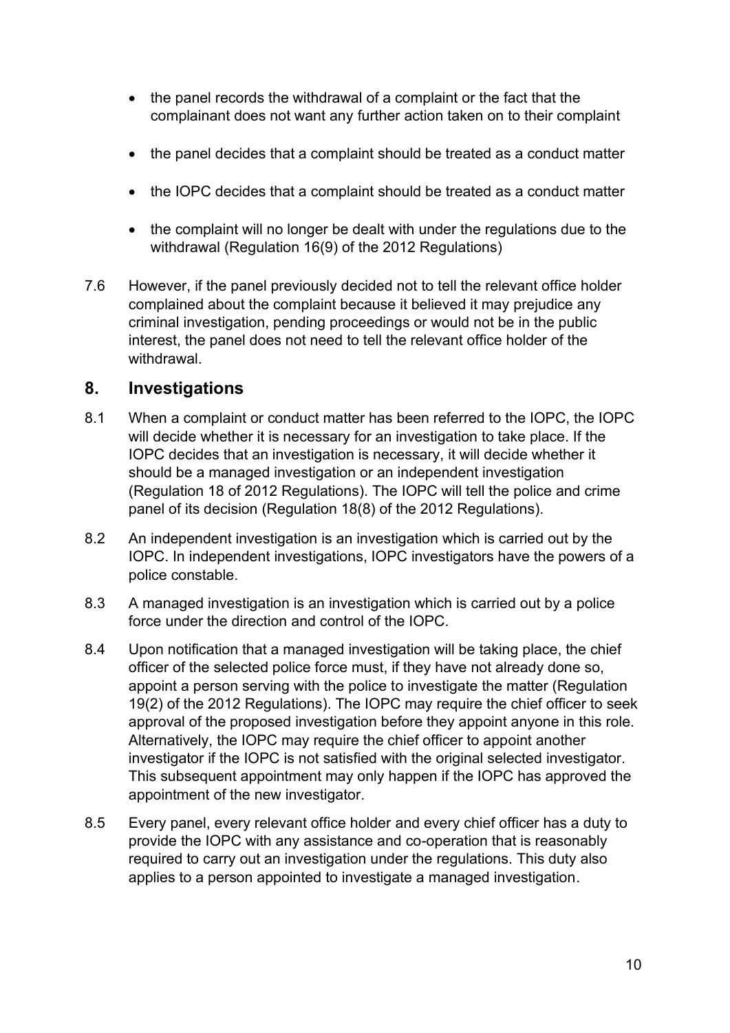- the panel records the withdrawal of a complaint or the fact that the complainant does not want any further action taken on to their complaint
- the panel decides that a complaint should be treated as a conduct matter
- the IOPC decides that a complaint should be treated as a conduct matter
- the complaint will no longer be dealt with under the regulations due to the withdrawal (Regulation 16(9) of the 2012 Regulations)

7.6 However, if the panel previously decided not to tell the relevant office holder complained about the complaint because it believed it may prejudice any criminal investigation, pending proceedings or would not be in the public interest, the panel does not need to tell the relevant office holder of the withdrawal.

## 8. Investigations

8.1 When a complaint or conduct matter has been referred to the IOPC, the IOPC will decide whether it is necessary for an investigation to take place. If the IOPC decides that an investigation is necessary, it will decide whether it should be a managed investigation or an independent investigation (Regulation 18 of 2012 Regulations). The IOPC will tell the police and crime panel of its decision (Regulation 18(8) of the 2012 Regulations).

8.2 An independent investigation is an investigation which is carried out by the IOPC. In independent investigations, IOPC investigators have the powers of a police constable.

8.3 A managed investigation is an investigation which is carried out by a police force under the direction and control of the IOPC.

8.4 Upon notification that a managed investigation will be taking place, the chief officer of the selected police force must, if they have not already done so, appoint a person serving with the police to investigate the matter (Regulation 19(2) of the 2012 Regulations). The IOPC may require the chief officer to seek approval of the proposed investigation before they appoint anyone in this role. Alternatively, the IOPC may require the chief officer to appoint another investigator if the IOPC is not satisfied with the original selected investigator. This subsequent appointment may only happen if the IOPC has approved the appointment of the new investigator.

8.5 Every panel, every relevant office holder and every chief officer has a duty to provide the IOPC with any assistance and co-operation that is reasonably required to carry out an investigation under the regulations. This duty also applies to a person appointed to investigate a managed investigation.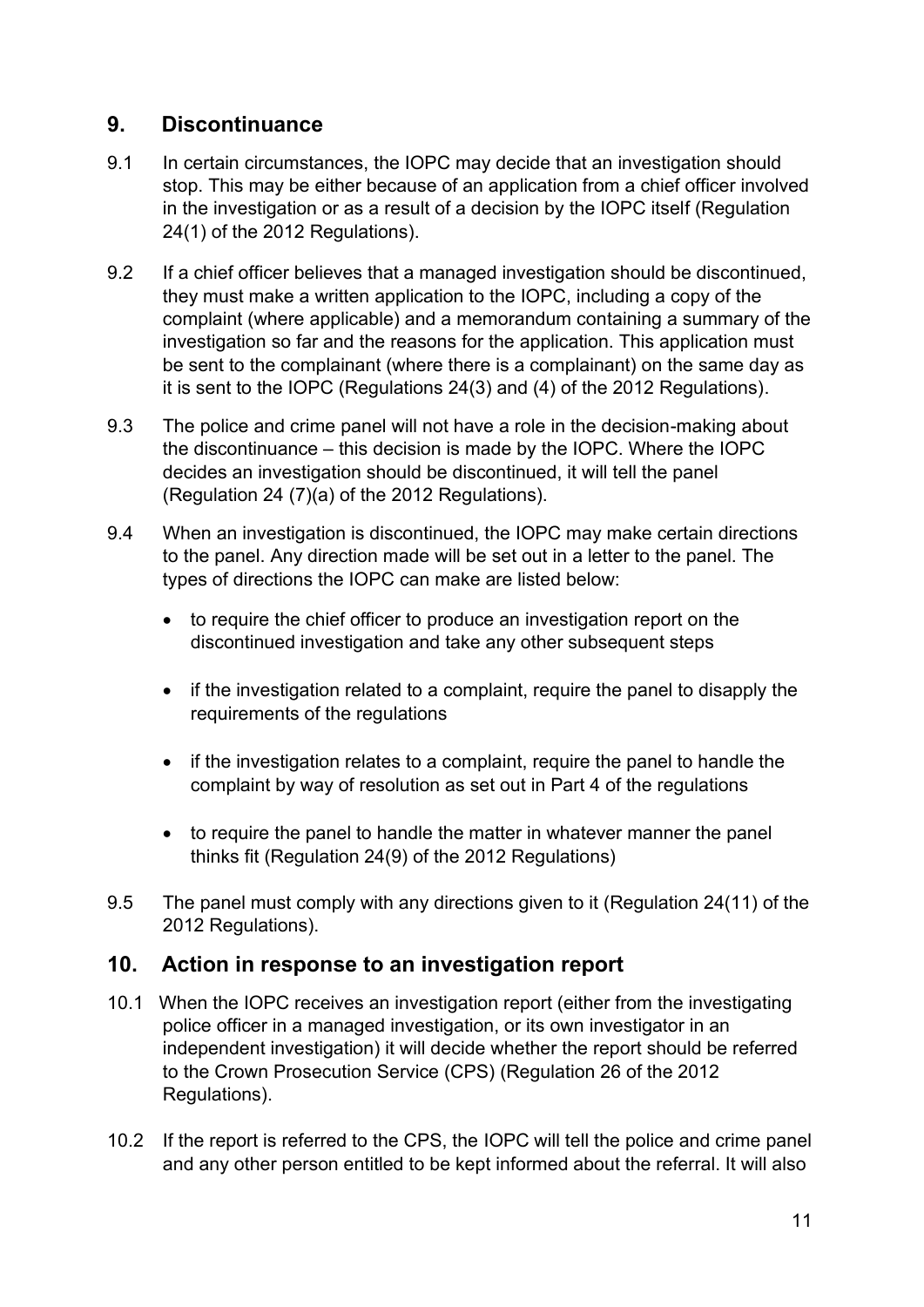## 9. Discontinuance

9.1 In certain circumstances, the IOPC may decide that an investigation should stop. This may be either because of an application from a chief officer involved in the investigation or as a result of a decision by the IOPC itself (Regulation 24(1) of the 2012 Regulations).

9.2 If a chief officer believes that a managed investigation should be discontinued, they must make a written application to the IOPC, including a copy of the complaint (where applicable) and a memorandum containing a summary of the investigation so far and the reasons for the application. This application must be sent to the complainant (where there is a complainant) on the same day as it is sent to the IOPC (Regulations 24(3) and (4) of the 2012 Regulations).

9.3 The police and crime panel will not have a role in the decision-making about the discontinuance – this decision is made by the IOPC. Where the IOPC decides an investigation should be discontinued, it will tell the panel (Regulation 24 (7)(a) of the 2012 Regulations).

9.4 When an investigation is discontinued, the IOPC may make certain directions to the panel. Any direction made will be set out in a letter to the panel. The types of directions the IOPC can make are listed below:

- to require the chief officer to produce an investigation report on the discontinued investigation and take any other subsequent steps
- if the investigation related to a complaint, require the panel to disapply the requirements of the regulations
- if the investigation relates to a complaint, require the panel to handle the complaint by way of resolution as set out in Part 4 of the regulations
- to require the panel to handle the matter in whatever manner the panel thinks fit (Regulation 24(9) of the 2012 Regulations)

9.5 The panel must comply with any directions given to it (Regulation 24(11) of the 2012 Regulations).

## 10. Action in response to an investigation report

10.1 When the IOPC receives an investigation report (either from the investigating police officer in a managed investigation, or its own investigator in an independent investigation) it will decide whether the report should be referred to the Crown Prosecution Service (CPS) (Regulation 26 of the 2012 Regulations).

10.2 If the report is referred to the CPS, the IOPC will tell the police and crime panel and any other person entitled to be kept informed about the referral. It will also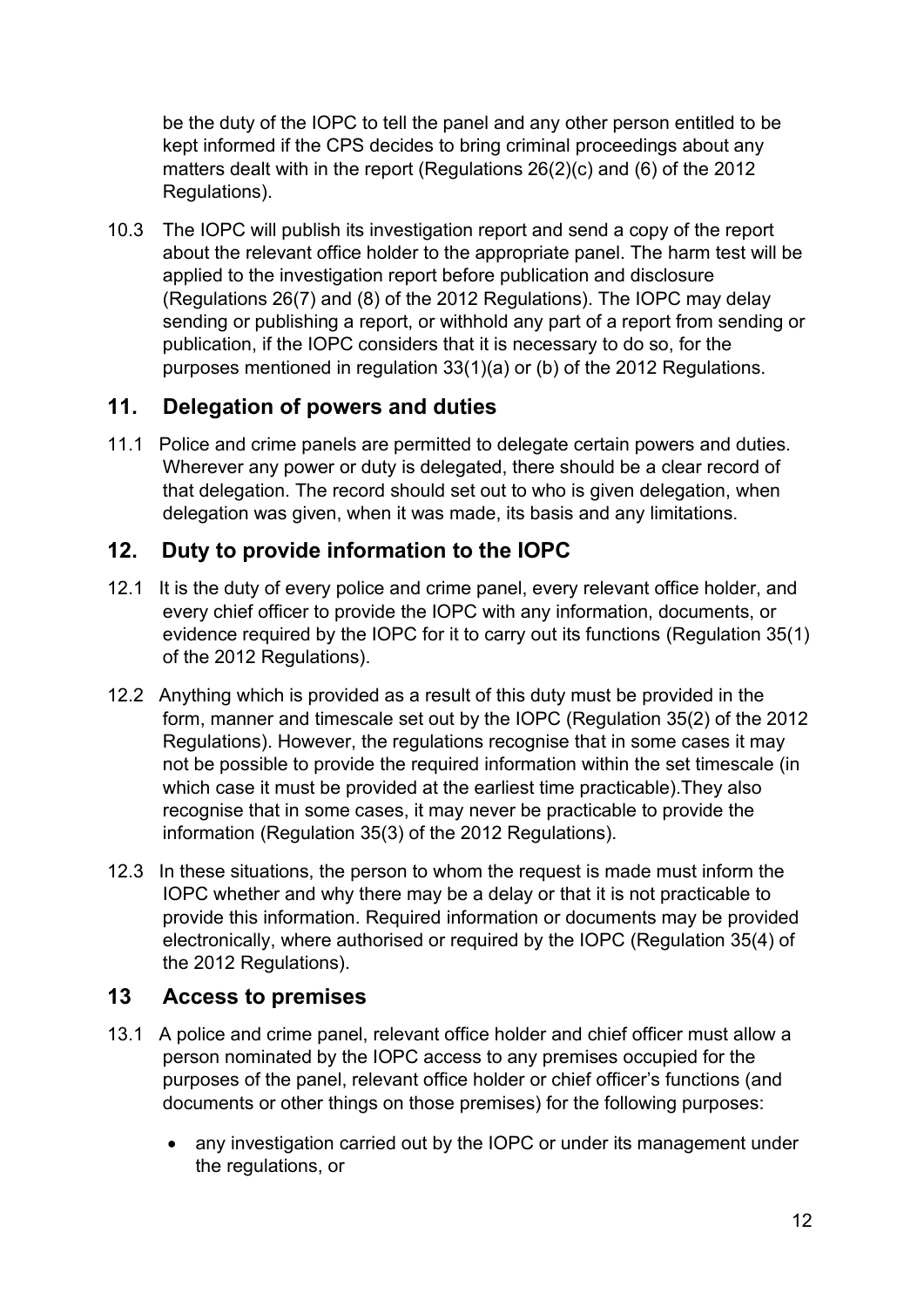be the duty of the IOPC to tell the panel and any other person entitled to be kept informed if the CPS decides to bring criminal proceedings about any matters dealt with in the report (Regulations 26(2)(c) and (6) of the 2012 Regulations).

10.3 The IOPC will publish its investigation report and send a copy of the report about the relevant office holder to the appropriate panel. The harm test will be applied to the investigation report before publication and disclosure (Regulations 26(7) and (8) of the 2012 Regulations). The IOPC may delay sending or publishing a report, or withhold any part of a report from sending or publication, if the IOPC considers that it is necessary to do so, for the purposes mentioned in regulation 33(1)(a) or (b) of the 2012 Regulations.

## 11. Delegation of powers and duties

11.1 Police and crime panels are permitted to delegate certain powers and duties. Wherever any power or duty is delegated, there should be a clear record of that delegation. The record should set out to who is given delegation, when delegation was given, when it was made, its basis and any limitations.

## 12. Duty to provide information to the IOPC

12.1 It is the duty of every police and crime panel, every relevant office holder, and every chief officer to provide the IOPC with any information, documents, or evidence required by the IOPC for it to carry out its functions (Regulation 35(1) of the 2012 Regulations).

12.2 Anything which is provided as a result of this duty must be provided in the form, manner and timescale set out by the IOPC (Regulation 35(2) of the 2012 Regulations). However, the regulations recognise that in some cases it may not be possible to provide the required information within the set timescale (in which case it must be provided at the earliest time practicable).They also recognise that in some cases, it may never be practicable to provide the information (Regulation 35(3) of the 2012 Regulations).

12.3 In these situations, the person to whom the request is made must inform the IOPC whether and why there may be a delay or that it is not practicable to provide this information. Required information or documents may be provided electronically, where authorised or required by the IOPC (Regulation 35(4) of the 2012 Regulations).

## 13 Access to premises

13.1 A police and crime panel, relevant office holder and chief officer must allow a person nominated by the IOPC access to any premises occupied for the purposes of the panel, relevant office holder or chief officer's functions (and documents or other things on those premises) for the following purposes:

- any investigation carried out by the IOPC or under its management under the regulations, or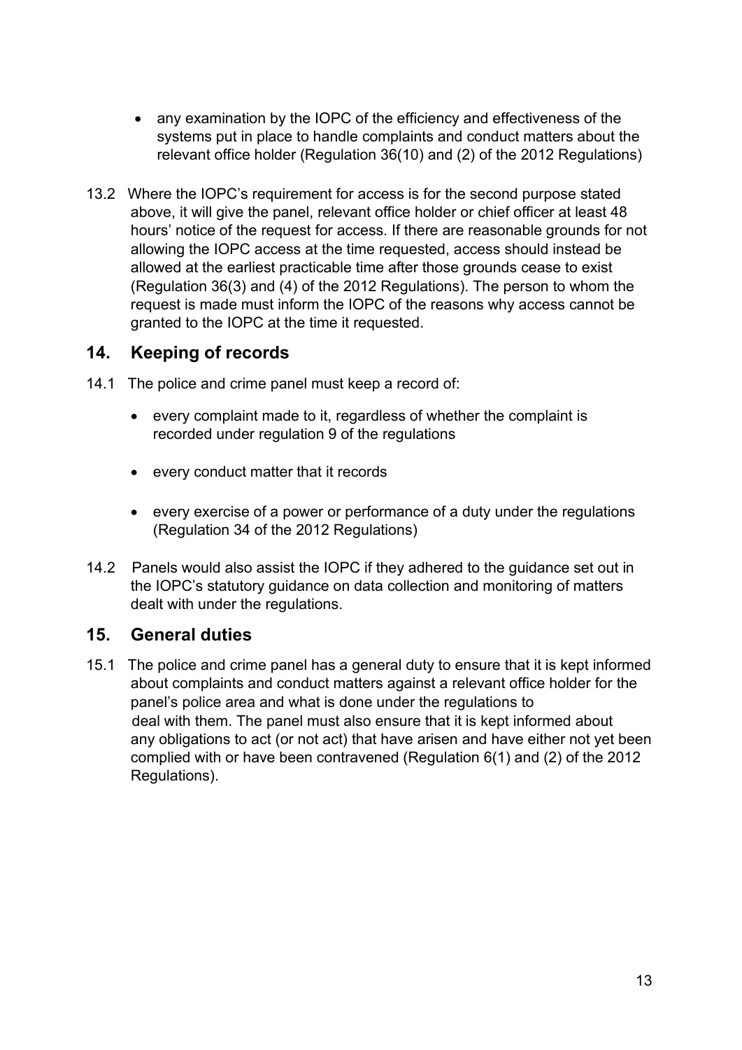- any examination by the IOPC of the efficiency and effectiveness of the systems put in place to handle complaints and conduct matters about the relevant office holder (Regulation 36(10) and (2) of the 2012 Regulations)

13.2 Where the IOPC's requirement for access is for the second purpose stated above, it will give the panel, relevant office holder or chief officer at least 48 hours' notice of the request for access. If there are reasonable grounds for not allowing the IOPC access at the time requested, access should instead be allowed at the earliest practicable time after those grounds cease to exist (Regulation 36(3) and (4) of the 2012 Regulations). The person to whom the request is made must inform the IOPC of the reasons why access cannot be granted to the IOPC at the time it requested.

## 14. Keeping of records

14.1 The police and crime panel must keep a record of:

- every complaint made to it, regardless of whether the complaint is recorded under regulation 9 of the regulations
- every conduct matter that it records
- every exercise of a power or performance of a duty under the regulations (Regulation 34 of the 2012 Regulations)

14.2 Panels would also assist the IOPC if they adhered to the guidance set out in the IOPC's statutory guidance on data collection and monitoring of matters dealt with under the regulations.

## 15. General duties

15.1 The police and crime panel has a general duty to ensure that it is kept informed about complaints and conduct matters against a relevant office holder for the panel's police area and what is done under the regulations to deal with them. The panel must also ensure that it is kept informed about any obligations to act (or not act) that have arisen and have either not yet been complied with or have been contravened (Regulation 6(1) and (2) of the 2012 Regulations).